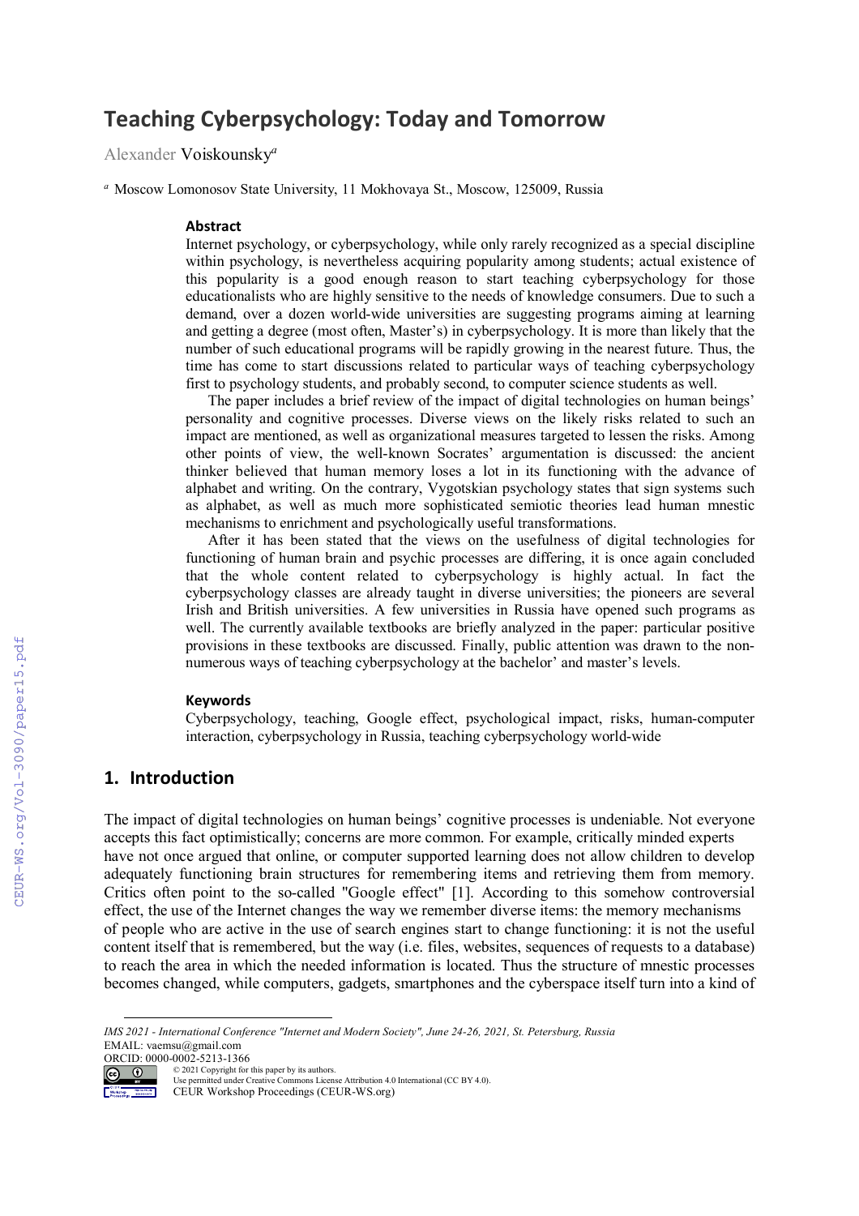# Teaching Cyberpsychology: Today and Tomorrow

Alexander Voiskounsky[a]

[a] Moscow Lomonosov State University, 11 Mokhovaya St., Moscow, 125009, Russia

### Abstract

Internet psychology, or cyberpsychology, while only rarely recognized as a special discipline within psychology, is nevertheless acquiring popularity among students; actual existence of this popularity is a good enough reason to start teaching cyberpsychology for those educationalists who are highly sensitive to the needs of knowledge consumers. Due to such a demand, over a dozen world-wide universities are suggesting programs aiming at learning and getting a degree (most often, Master's) in cyberpsychology. It is more than likely that the number of such educational programs will be rapidly growing in the nearest future. Thus, the time has come to start discussions related to particular ways of teaching cyberpsychology first to psychology students, and probably second, to computer science students as well.

The paper includes a brief review of the impact of digital technologies on human beings' personality and cognitive processes. Diverse views on the likely risks related to such an impact are mentioned, as well as organizational measures targeted to lessen the risks. Among other points of view, the well-known Socrates' argumentation is discussed: the ancient thinker believed that human memory loses a lot in its functioning with the advance of alphabet and writing. On the contrary, Vygotskian psychology states that sign systems such as alphabet, as well as much more sophisticated semiotic theories lead human mnestic mechanisms to enrichment and psychologically useful transformations.

After it has been stated that the views on the usefulness of digital technologies for functioning of human brain and psychic processes are differing, it is once again concluded that the whole content related to cyberpsychology is highly actual. In fact the cyberpsychology classes are already taught in diverse universities; the pioneers are several Irish and British universities. A few universities in Russia have opened such programs as well. The currently available textbooks are briefly analyzed in the paper: particular positive provisions in these textbooks are discussed. Finally, public attention was drawn to the non-numerous ways of teaching cyberpsychology at the bachelor' and master's levels.

### Keywords

Cyberpsychology, teaching, Google effect, psychological impact, risks, human-computer interaction, cyberpsychology in Russia, teaching cyberpsychology world-wide

## 1. Introduction

The impact of digital technologies on human beings' cognitive processes is undeniable. Not everyone accepts this fact optimistically; concerns are more common. For example, critically minded experts have not once argued that online, or computer supported learning does not allow children to develop adequately functioning brain structures for remembering items and retrieving them from memory. Critics often point to the so-called "Google effect" [1]. According to this somehow controversial effect, the use of the Internet changes the way we remember diverse items: the memory mechanisms of people who are active in the use of search engines start to change functioning: it is not the useful content itself that is remembered, but the way (i.e. files, websites, sequences of requests to a database) to reach the area in which the needed information is located. Thus the structure of mnestic processes becomes changed, while computers, gadgets, smartphones and the cyberspace itself turn into a kind of

---

*IMS 2021 - International Conference "Internet and Modern Society", June 24-26, 2021, St. Petersburg, Russia*
EMAIL: vaemsu@gmail.com
ORCID: 0000-0002-5213-1366
© 2021 Copyright for this paper by its authors.
Use permitted under Creative Commons License Attribution 4.0 International (CC BY 4.0).
CEUR Workshop Proceedings (CEUR-WS.org)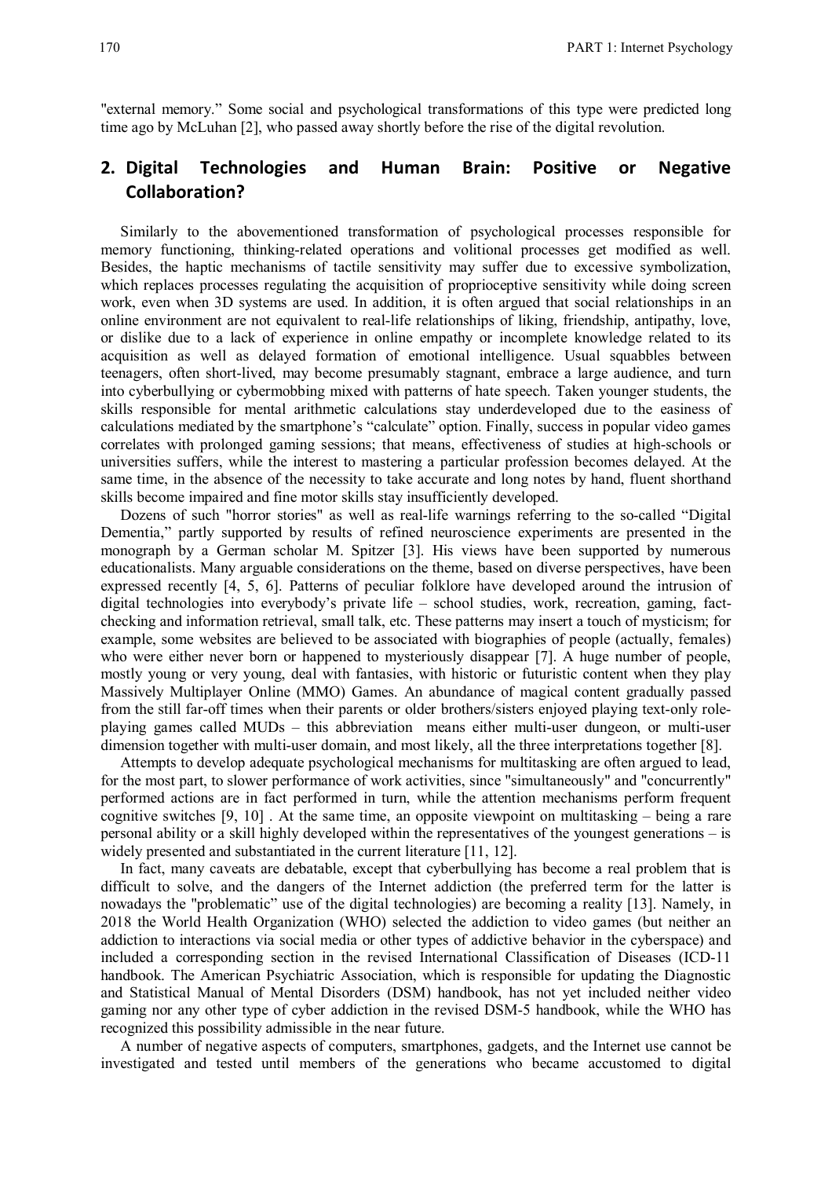"external memory." Some social and psychological transformations of this type were predicted long time ago by McLuhan [2], who passed away shortly before the rise of the digital revolution.

## 2. Digital Technologies and Human Brain: Positive or Negative Collaboration?

Similarly to the abovementioned transformation of psychological processes responsible for memory functioning, thinking-related operations and volitional processes get modified as well. Besides, the haptic mechanisms of tactile sensitivity may suffer due to excessive symbolization, which replaces processes regulating the acquisition of proprioceptive sensitivity while doing screen work, even when 3D systems are used. In addition, it is often argued that social relationships in an online environment are not equivalent to real-life relationships of liking, friendship, antipathy, love, or dislike due to a lack of experience in online empathy or incomplete knowledge related to its acquisition as well as delayed formation of emotional intelligence. Usual squabbles between teenagers, often short-lived, may become presumably stagnant, embrace a large audience, and turn into cyberbullying or cybermobbing mixed with patterns of hate speech. Taken younger students, the skills responsible for mental arithmetic calculations stay underdeveloped due to the easiness of calculations mediated by the smartphone's "calculate" option. Finally, success in popular video games correlates with prolonged gaming sessions; that means, effectiveness of studies at high-schools or universities suffers, while the interest to mastering a particular profession becomes delayed. At the same time, in the absence of the necessity to take accurate and long notes by hand, fluent shorthand skills become impaired and fine motor skills stay insufficiently developed.

Dozens of such "horror stories" as well as real-life warnings referring to the so-called "Digital Dementia," partly supported by results of refined neuroscience experiments are presented in the monograph by a German scholar M. Spitzer [3]. His views have been supported by numerous educationalists. Many arguable considerations on the theme, based on diverse perspectives, have been expressed recently [4, 5, 6]. Patterns of peculiar folklore have developed around the intrusion of digital technologies into everybody's private life – school studies, work, recreation, gaming, fact-checking and information retrieval, small talk, etc. These patterns may insert a touch of mysticism; for example, some websites are believed to be associated with biographies of people (actually, females) who were either never born or happened to mysteriously disappear [7]. A huge number of people, mostly young or very young, deal with fantasies, with historic or futuristic content when they play Massively Multiplayer Online (MMO) Games. An abundance of magical content gradually passed from the still far-off times when their parents or older brothers/sisters enjoyed playing text-only role-playing games called MUDs – this abbreviation means either multi-user dungeon, or multi-user dimension together with multi-user domain, and most likely, all the three interpretations together [8].

Attempts to develop adequate psychological mechanisms for multitasking are often argued to lead, for the most part, to slower performance of work activities, since "simultaneously" and "concurrently" performed actions are in fact performed in turn, while the attention mechanisms perform frequent cognitive switches [9, 10] . At the same time, an opposite viewpoint on multitasking – being a rare personal ability or a skill highly developed within the representatives of the youngest generations – is widely presented and substantiated in the current literature [11, 12].

In fact, many caveats are debatable, except that cyberbullying has become a real problem that is difficult to solve, and the dangers of the Internet addiction (the preferred term for the latter is nowadays the "problematic" use of the digital technologies) are becoming a reality [13]. Namely, in 2018 the World Health Organization (WHO) selected the addiction to video games (but neither an addiction to interactions via social media or other types of addictive behavior in the cyberspace) and included a corresponding section in the revised International Classification of Diseases (ICD-11 handbook. The American Psychiatric Association, which is responsible for updating the Diagnostic and Statistical Manual of Mental Disorders (DSM) handbook, has not yet included neither video gaming nor any other type of cyber addiction in the revised DSM-5 handbook, while the WHO has recognized this possibility admissible in the near future.

A number of negative aspects of computers, smartphones, gadgets, and the Internet use cannot be investigated and tested until members of the generations who became accustomed to digital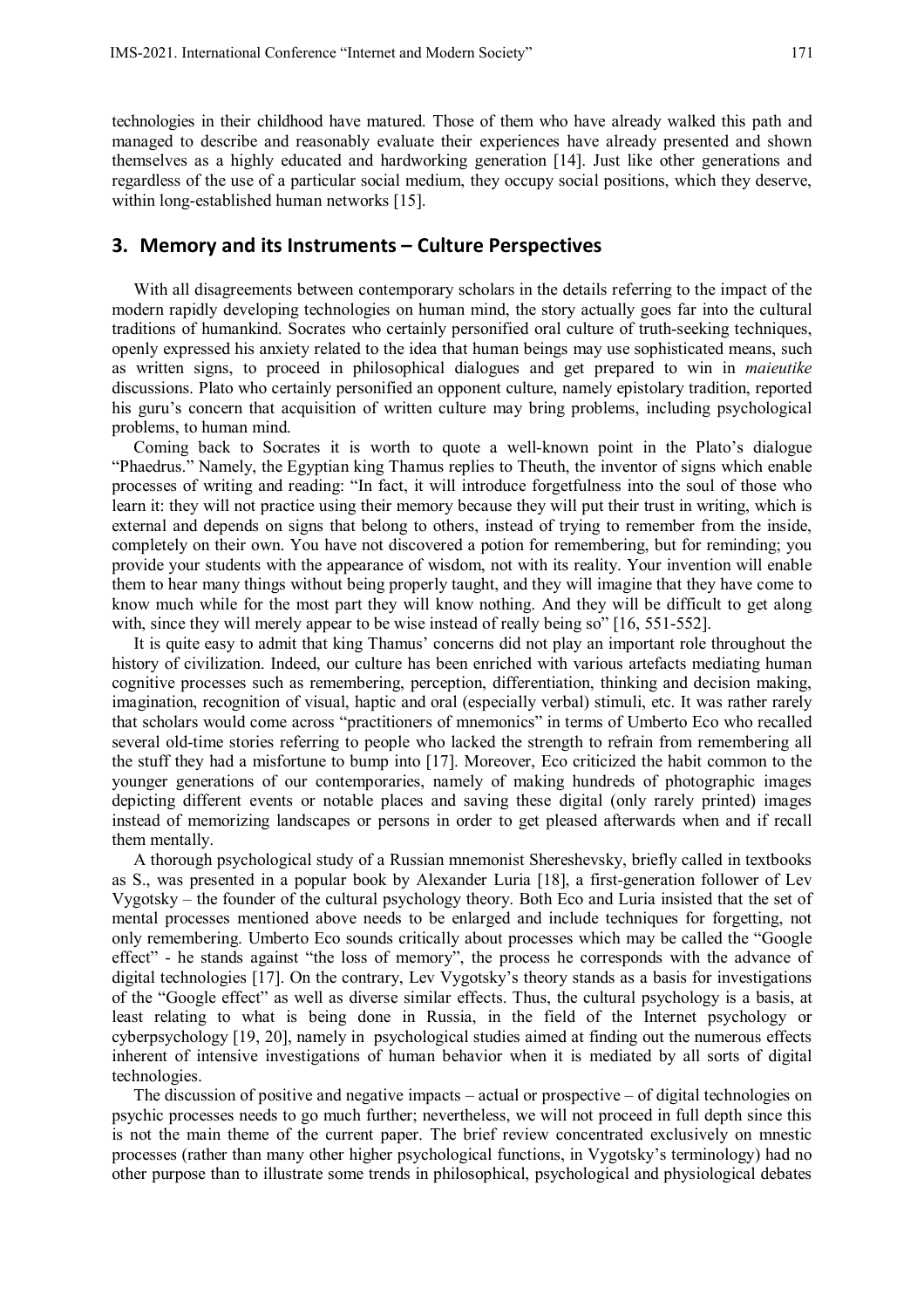technologies in their childhood have matured. Those of them who have already walked this path and managed to describe and reasonably evaluate their experiences have already presented and shown themselves as a highly educated and hardworking generation [14]. Just like other generations and regardless of the use of a particular social medium, they occupy social positions, which they deserve, within long-established human networks [15].

## 3. Memory and its Instruments – Culture Perspectives

With all disagreements between contemporary scholars in the details referring to the impact of the modern rapidly developing technologies on human mind, the story actually goes far into the cultural traditions of humankind. Socrates who certainly personified oral culture of truth-seeking techniques, openly expressed his anxiety related to the idea that human beings may use sophisticated means, such as written signs, to proceed in philosophical dialogues and get prepared to win in *maieutike* discussions. Plato who certainly personified an opponent culture, namely epistolary tradition, reported his guru's concern that acquisition of written culture may bring problems, including psychological problems, to human mind.

Coming back to Socrates it is worth to quote a well-known point in the Plato's dialogue "Phaedrus." Namely, the Egyptian king Thamus replies to Theuth, the inventor of signs which enable processes of writing and reading: "In fact, it will introduce forgetfulness into the soul of those who learn it: they will not practice using their memory because they will put their trust in writing, which is external and depends on signs that belong to others, instead of trying to remember from the inside, completely on their own. You have not discovered a potion for remembering, but for reminding; you provide your students with the appearance of wisdom, not with its reality. Your invention will enable them to hear many things without being properly taught, and they will imagine that they have come to know much while for the most part they will know nothing. And they will be difficult to get along with, since they will merely appear to be wise instead of really being so" [16, 551-552].

It is quite easy to admit that king Thamus' concerns did not play an important role throughout the history of civilization. Indeed, our culture has been enriched with various artefacts mediating human cognitive processes such as remembering, perception, differentiation, thinking and decision making, imagination, recognition of visual, haptic and oral (especially verbal) stimuli, etc. It was rather rarely that scholars would come across "practitioners of mnemonics" in terms of Umberto Eco who recalled several old-time stories referring to people who lacked the strength to refrain from remembering all the stuff they had a misfortune to bump into [17]. Moreover, Eco criticized the habit common to the younger generations of our contemporaries, namely of making hundreds of photographic images depicting different events or notable places and saving these digital (only rarely printed) images instead of memorizing landscapes or persons in order to get pleased afterwards when and if recall them mentally.

A thorough psychological study of a Russian mnemonist Shereshevsky, briefly called in textbooks as S., was presented in a popular book by Alexander Luria [18], a first-generation follower of Lev Vygotsky – the founder of the cultural psychology theory. Both Eco and Luria insisted that the set of mental processes mentioned above needs to be enlarged and include techniques for forgetting, not only remembering. Umberto Eco sounds critically about processes which may be called the "Google effect" - he stands against "the loss of memory", the process he corresponds with the advance of digital technologies [17]. On the contrary, Lev Vygotsky's theory stands as a basis for investigations of the "Google effect" as well as diverse similar effects. Thus, the cultural psychology is a basis, at least relating to what is being done in Russia, in the field of the Internet psychology or cyberpsychology [19, 20], namely in psychological studies aimed at finding out the numerous effects inherent of intensive investigations of human behavior when it is mediated by all sorts of digital technologies.

The discussion of positive and negative impacts – actual or prospective – of digital technologies on psychic processes needs to go much further; nevertheless, we will not proceed in full depth since this is not the main theme of the current paper. The brief review concentrated exclusively on mnestic processes (rather than many other higher psychological functions, in Vygotsky's terminology) had no other purpose than to illustrate some trends in philosophical, psychological and physiological debates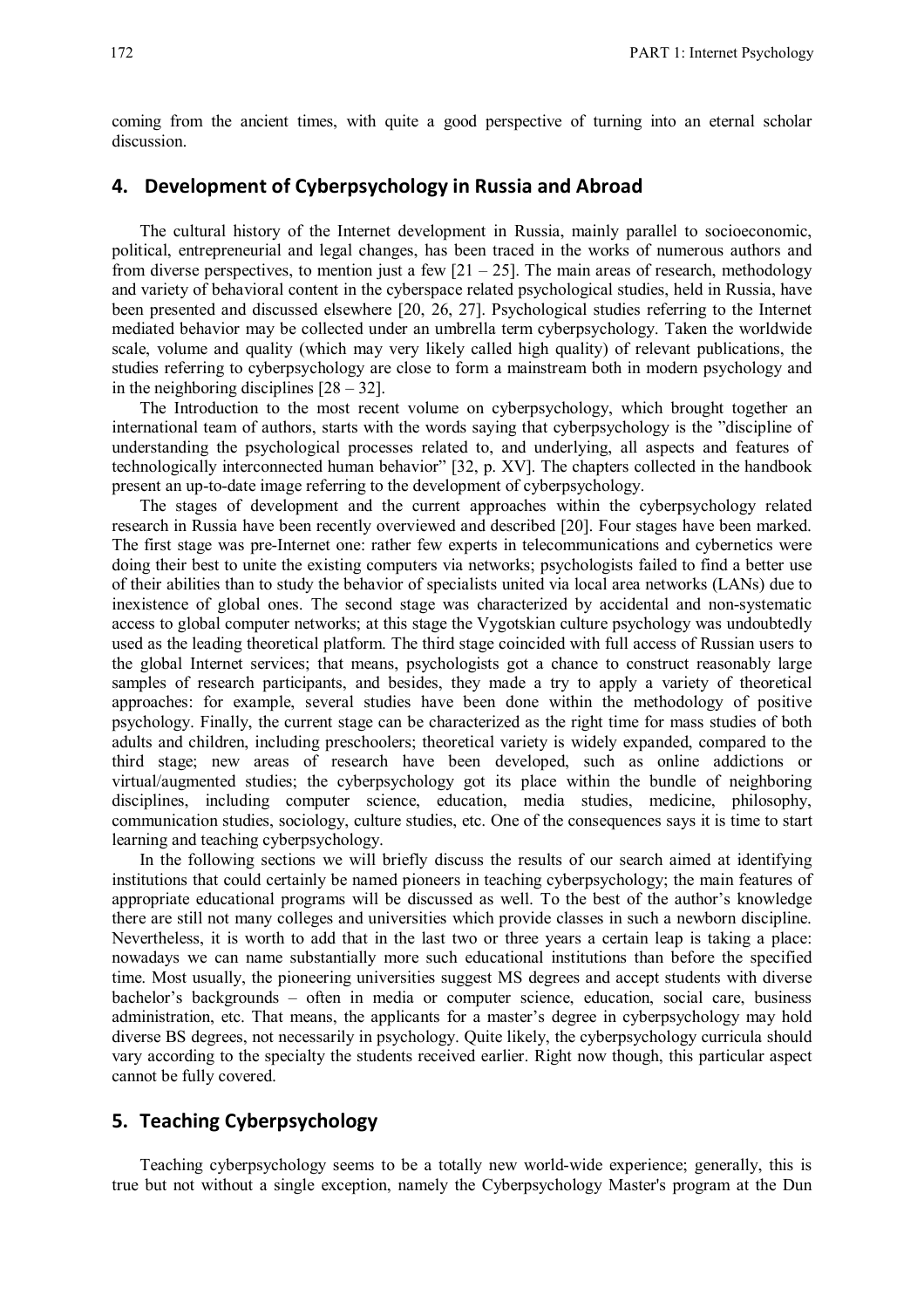coming from the ancient times, with quite a good perspective of turning into an eternal scholar discussion.

## 4. Development of Cyberpsychology in Russia and Abroad

The cultural history of the Internet development in Russia, mainly parallel to socioeconomic, political, entrepreneurial and legal changes, has been traced in the works of numerous authors and from diverse perspectives, to mention just a few [21 – 25]. The main areas of research, methodology and variety of behavioral content in the cyberspace related psychological studies, held in Russia, have been presented and discussed elsewhere [20, 26, 27]. Psychological studies referring to the Internet mediated behavior may be collected under an umbrella term cyberpsychology. Taken the worldwide scale, volume and quality (which may very likely called high quality) of relevant publications, the studies referring to cyberpsychology are close to form a mainstream both in modern psychology and in the neighboring disciplines [28 – 32].

The Introduction to the most recent volume on cyberpsychology, which brought together an international team of authors, starts with the words saying that cyberpsychology is the "discipline of understanding the psychological processes related to, and underlying, all aspects and features of technologically interconnected human behavior" [32, p. XV]. The chapters collected in the handbook present an up-to-date image referring to the development of cyberpsychology.

The stages of development and the current approaches within the cyberpsychology related research in Russia have been recently overviewed and described [20]. Four stages have been marked. The first stage was pre-Internet one: rather few experts in telecommunications and cybernetics were doing their best to unite the existing computers via networks; psychologists failed to find a better use of their abilities than to study the behavior of specialists united via local area networks (LANs) due to inexistence of global ones. The second stage was characterized by accidental and non-systematic access to global computer networks; at this stage the Vygotskian culture psychology was undoubtedly used as the leading theoretical platform. The third stage coincided with full access of Russian users to the global Internet services; that means, psychologists got a chance to construct reasonably large samples of research participants, and besides, they made a try to apply a variety of theoretical approaches: for example, several studies have been done within the methodology of positive psychology. Finally, the current stage can be characterized as the right time for mass studies of both adults and children, including preschoolers; theoretical variety is widely expanded, compared to the third stage; new areas of research have been developed, such as online addictions or virtual/augmented studies; the cyberpsychology got its place within the bundle of neighboring disciplines, including computer science, education, media studies, medicine, philosophy, communication studies, sociology, culture studies, etc. One of the consequences says it is time to start learning and teaching cyberpsychology.

In the following sections we will briefly discuss the results of our search aimed at identifying institutions that could certainly be named pioneers in teaching cyberpsychology; the main features of appropriate educational programs will be discussed as well. To the best of the author's knowledge there are still not many colleges and universities which provide classes in such a newborn discipline. Nevertheless, it is worth to add that in the last two or three years a certain leap is taking a place: nowadays we can name substantially more such educational institutions than before the specified time. Most usually, the pioneering universities suggest MS degrees and accept students with diverse bachelor's backgrounds – often in media or computer science, education, social care, business administration, etc. That means, the applicants for a master's degree in cyberpsychology may hold diverse BS degrees, not necessarily in psychology. Quite likely, the cyberpsychology curricula should vary according to the specialty the students received earlier. Right now though, this particular aspect cannot be fully covered.

## 5. Teaching Cyberpsychology

Teaching cyberpsychology seems to be a totally new world-wide experience; generally, this is true but not without a single exception, namely the Cyberpsychology Master's program at the Dun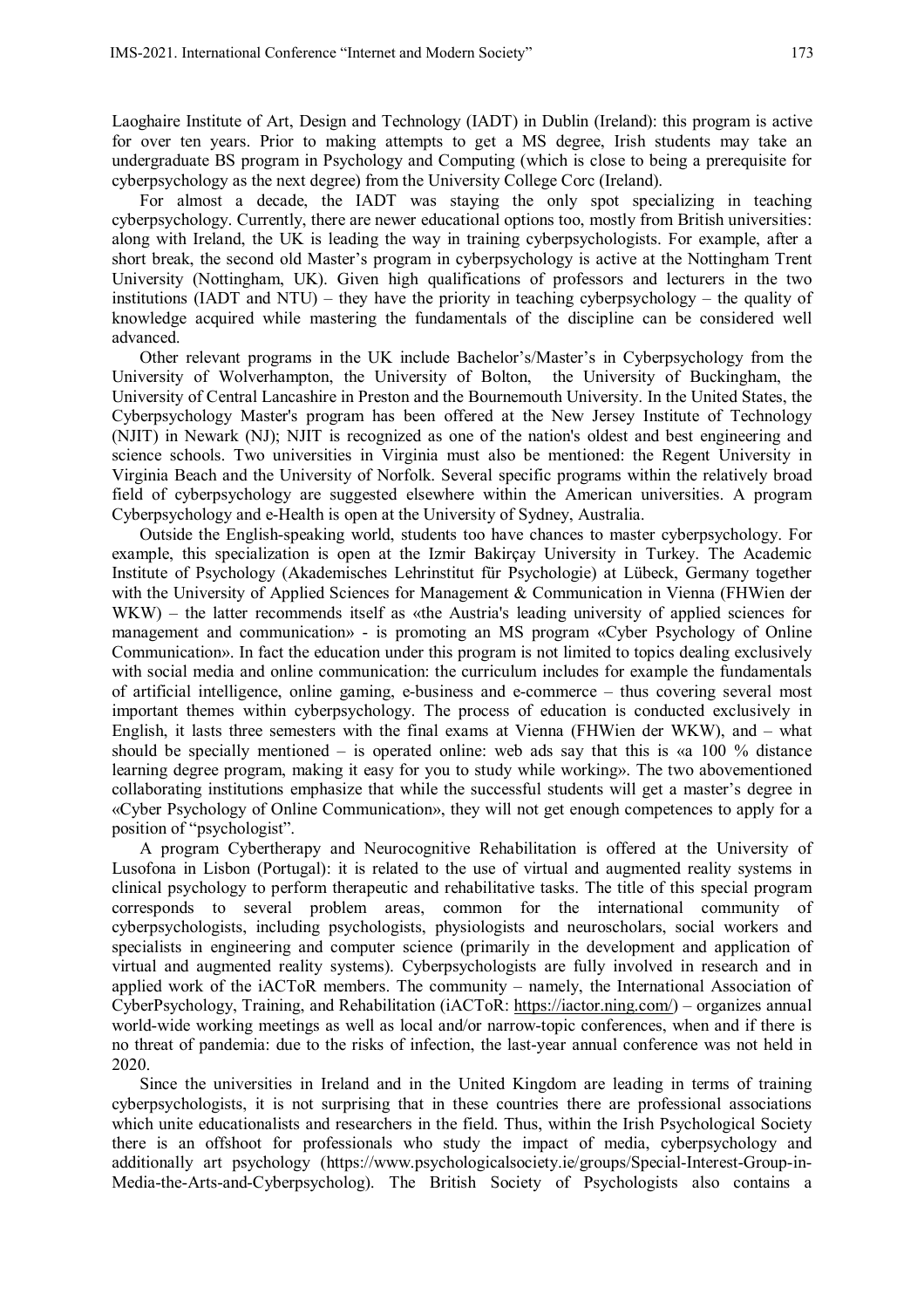Laoghaire Institute of Art, Design and Technology (IADT) in Dublin (Ireland): this program is active for over ten years. Prior to making attempts to get a MS degree, Irish students may take an undergraduate BS program in Psychology and Computing (which is close to being a prerequisite for cyberpsychology as the next degree) from the University College Corc (Ireland).

For almost a decade, the IADT was staying the only spot specializing in teaching cyberpsychology. Currently, there are newer educational options too, mostly from British universities: along with Ireland, the UK is leading the way in training cyberpsychologists. For example, after a short break, the second old Master's program in cyberpsychology is active at the Nottingham Trent University (Nottingham, UK). Given high qualifications of professors and lecturers in the two institutions (IADT and NTU) – they have the priority in teaching cyberpsychology – the quality of knowledge acquired while mastering the fundamentals of the discipline can be considered well advanced.

Other relevant programs in the UK include Bachelor's/Master's in Cyberpsychology from the University of Wolverhampton, the University of Bolton, the University of Buckingham, the University of Central Lancashire in Preston and the Bournemouth University. In the United States, the Cyberpsychology Master's program has been offered at the New Jersey Institute of Technology (NJIT) in Newark (NJ); NJIT is recognized as one of the nation's oldest and best engineering and science schools. Two universities in Virginia must also be mentioned: the Regent University in Virginia Beach and the University of Norfolk. Several specific programs within the relatively broad field of cyberpsychology are suggested elsewhere within the American universities. A program Cyberpsychology and e-Health is open at the University of Sydney, Australia.

Outside the English-speaking world, students too have chances to master cyberpsychology. For example, this specialization is open at the Izmir Bakirçay University in Turkey. The Academic Institute of Psychology (Akademisches Lehrinstitut für Psychologie) at Lübeck, Germany together with the University of Applied Sciences for Management & Communication in Vienna (FHWien der WKW) – the latter recommends itself as «the Austria's leading university of applied sciences for management and communication» - is promoting an MS program «Cyber Psychology of Online Communication». In fact the education under this program is not limited to topics dealing exclusively with social media and online communication: the curriculum includes for example the fundamentals of artificial intelligence, online gaming, e-business and e-commerce – thus covering several most important themes within cyberpsychology. The process of education is conducted exclusively in English, it lasts three semesters with the final exams at Vienna (FHWien der WKW), and – what should be specially mentioned – is operated online: web ads say that this is «a 100 % distance learning degree program, making it easy for you to study while working». The two abovementioned collaborating institutions emphasize that while the successful students will get a master's degree in «Cyber Psychology of Online Communication», they will not get enough competences to apply for a position of "psychologist".

A program Cybertherapy and Neurocognitive Rehabilitation is offered at the University of Lusofona in Lisbon (Portugal): it is related to the use of virtual and augmented reality systems in clinical psychology to perform therapeutic and rehabilitative tasks. The title of this special program corresponds to several problem areas, common for the international community of cyberpsychologists, including psychologists, physiologists and neuroscholars, social workers and specialists in engineering and computer science (primarily in the development and application of virtual and augmented reality systems). Cyberpsychologists are fully involved in research and in applied work of the iACToR members. The community – namely, the International Association of CyberPsychology, Training, and Rehabilitation (iACToR: https://iactor.ning.com/) – organizes annual world-wide working meetings as well as local and/or narrow-topic conferences, when and if there is no threat of pandemia: due to the risks of infection, the last-year annual conference was not held in 2020.

Since the universities in Ireland and in the United Kingdom are leading in terms of training cyberpsychologists, it is not surprising that in these countries there are professional associations which unite educationalists and researchers in the field. Thus, within the Irish Psychological Society there is an offshoot for professionals who study the impact of media, cyberpsychology and additionally art psychology (https://www.psychologicalsociety.ie/groups/Special-Interest-Group-in-Media-the-Arts-and-Cyberpsycholog). The British Society of Psychologists also contains a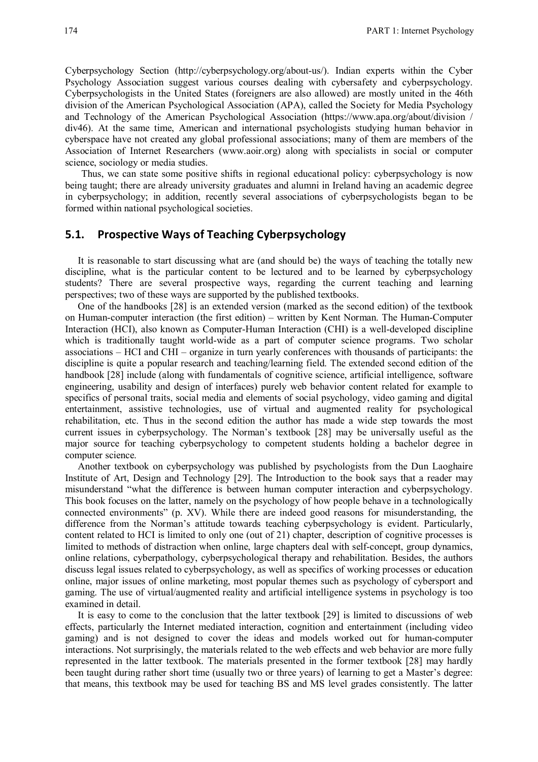Cyberpsychology Section (http://cyberpsychology.org/about-us/). Indian experts within the Cyber Psychology Association suggest various courses dealing with cybersafety and cyberpsychology. Cyberpsychologists in the United States (foreigners are also allowed) are mostly united in the 46th division of the American Psychological Association (APA), called the Society for Media Psychology and Technology of the American Psychological Association (https://www.apa.org/about/division / div46). At the same time, American and international psychologists studying human behavior in cyberspace have not created any global professional associations; many of them are members of the Association of Internet Researchers (www.aoir.org) along with specialists in social or computer science, sociology or media studies.

Thus, we can state some positive shifts in regional educational policy: cyberpsychology is now being taught; there are already university graduates and alumni in Ireland having an academic degree in cyberpsychology; in addition, recently several associations of cyberpsychologists began to be formed within national psychological societies.

## 5.1. Prospective Ways of Teaching Cyberpsychology

It is reasonable to start discussing what are (and should be) the ways of teaching the totally new discipline, what is the particular content to be lectured and to be learned by cyberpsychology students? There are several prospective ways, regarding the current teaching and learning perspectives; two of these ways are supported by the published textbooks.

One of the handbooks [28] is an extended version (marked as the second edition) of the textbook on Human-computer interaction (the first edition) – written by Kent Norman. The Human-Computer Interaction (HCI), also known as Computer-Human Interaction (CHI) is a well-developed discipline which is traditionally taught world-wide as a part of computer science programs. Two scholar associations – HCI and CHI – organize in turn yearly conferences with thousands of participants: the discipline is quite a popular research and teaching/learning field. The extended second edition of the handbook [28] include (along with fundamentals of cognitive science, artificial intelligence, software engineering, usability and design of interfaces) purely web behavior content related for example to specifics of personal traits, social media and elements of social psychology, video gaming and digital entertainment, assistive technologies, use of virtual and augmented reality for psychological rehabilitation, etc. Thus in the second edition the author has made a wide step towards the most current issues in cyberpsychology. The Norman's textbook [28] may be universally useful as the major source for teaching cyberpsychology to competent students holding a bachelor degree in computer science.

Another textbook on cyberpsychology was published by psychologists from the Dun Laoghaire Institute of Art, Design and Technology [29]. The Introduction to the book says that a reader may misunderstand "what the difference is between human computer interaction and cyberpsychology. This book focuses on the latter, namely on the psychology of how people behave in a technologically connected environments" (p. XV). While there are indeed good reasons for misunderstanding, the difference from the Norman's attitude towards teaching cyberpsychology is evident. Particularly, content related to HCI is limited to only one (out of 21) chapter, description of cognitive processes is limited to methods of distraction when online, large chapters deal with self-concept, group dynamics, online relations, cyberpathology, cyberpsychological therapy and rehabilitation. Besides, the authors discuss legal issues related to cyberpsychology, as well as specifics of working processes or education online, major issues of online marketing, most popular themes such as psychology of cybersport and gaming. The use of virtual/augmented reality and artificial intelligence systems in psychology is too examined in detail.

It is easy to come to the conclusion that the latter textbook [29] is limited to discussions of web effects, particularly the Internet mediated interaction, cognition and entertainment (including video gaming) and is not designed to cover the ideas and models worked out for human-computer interactions. Not surprisingly, the materials related to the web effects and web behavior are more fully represented in the latter textbook. The materials presented in the former textbook [28] may hardly been taught during rather short time (usually two or three years) of learning to get a Master's degree: that means, this textbook may be used for teaching BS and MS level grades consistently. The latter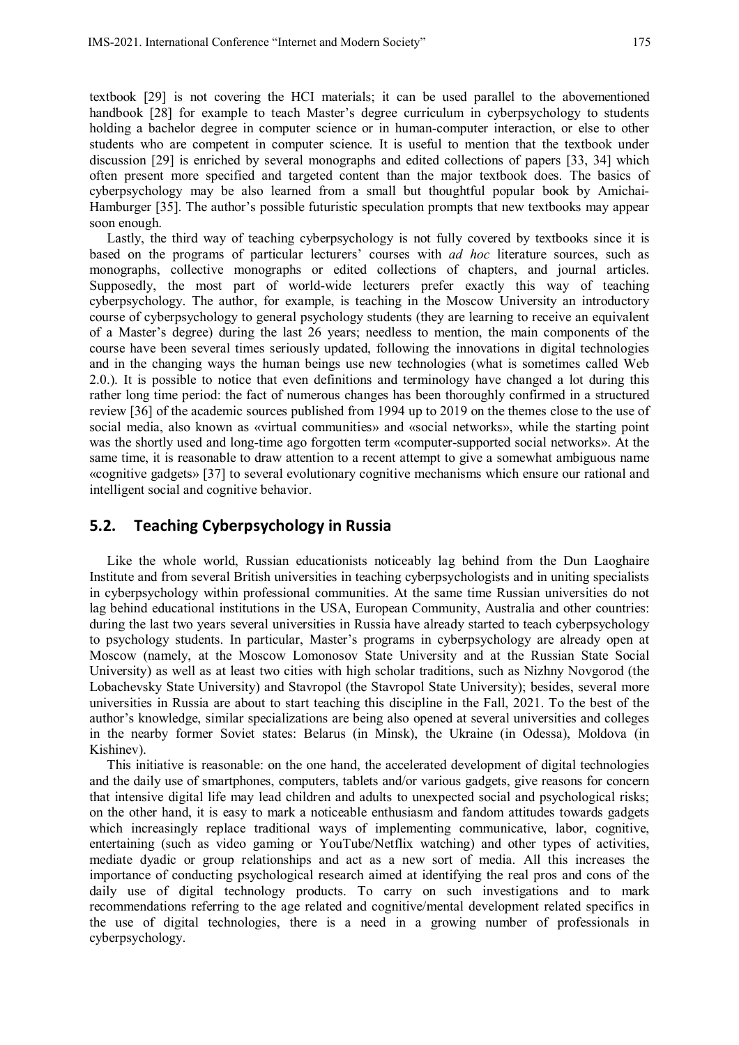textbook [29] is not covering the HCI materials; it can be used parallel to the abovementioned handbook [28] for example to teach Master's degree curriculum in cyberpsychology to students holding a bachelor degree in computer science or in human-computer interaction, or else to other students who are competent in computer science. It is useful to mention that the textbook under discussion [29] is enriched by several monographs and edited collections of papers [33, 34] which often present more specified and targeted content than the major textbook does. The basics of cyberpsychology may be also learned from a small but thoughtful popular book by Amichai-Hamburger [35]. The author's possible futuristic speculation prompts that new textbooks may appear soon enough.

Lastly, the third way of teaching cyberpsychology is not fully covered by textbooks since it is based on the programs of particular lecturers' courses with *ad hoc* literature sources, such as monographs, collective monographs or edited collections of chapters, and journal articles. Supposedly, the most part of world-wide lecturers prefer exactly this way of teaching cyberpsychology. The author, for example, is teaching in the Moscow University an introductory course of cyberpsychology to general psychology students (they are learning to receive an equivalent of a Master's degree) during the last 26 years; needless to mention, the main components of the course have been several times seriously updated, following the innovations in digital technologies and in the changing ways the human beings use new technologies (what is sometimes called Web 2.0.). It is possible to notice that even definitions and terminology have changed a lot during this rather long time period: the fact of numerous changes has been thoroughly confirmed in a structured review [36] of the academic sources published from 1994 up to 2019 on the themes close to the use of social media, also known as «virtual communities» and «social networks», while the starting point was the shortly used and long-time ago forgotten term «computer-supported social networks». At the same time, it is reasonable to draw attention to a recent attempt to give a somewhat ambiguous name «cognitive gadgets» [37] to several evolutionary cognitive mechanisms which ensure our rational and intelligent social and cognitive behavior.

## 5.2. Teaching Cyberpsychology in Russia

Like the whole world, Russian educationists noticeably lag behind from the Dun Laoghaire Institute and from several British universities in teaching cyberpsychologists and in uniting specialists in cyberpsychology within professional communities. At the same time Russian universities do not lag behind educational institutions in the USA, European Community, Australia and other countries: during the last two years several universities in Russia have already started to teach cyberpsychology to psychology students. In particular, Master's programs in cyberpsychology are already open at Moscow (namely, at the Moscow Lomonosov State University and at the Russian State Social University) as well as at least two cities with high scholar traditions, such as Nizhny Novgorod (the Lobachevsky State University) and Stavropol (the Stavropol State University); besides, several more universities in Russia are about to start teaching this discipline in the Fall, 2021. To the best of the author's knowledge, similar specializations are being also opened at several universities and colleges in the nearby former Soviet states: Belarus (in Minsk), the Ukraine (in Odessa), Moldova (in Kishinev).

This initiative is reasonable: on the one hand, the accelerated development of digital technologies and the daily use of smartphones, computers, tablets and/or various gadgets, give reasons for concern that intensive digital life may lead children and adults to unexpected social and psychological risks; on the other hand, it is easy to mark a noticeable enthusiasm and fandom attitudes towards gadgets which increasingly replace traditional ways of implementing communicative, labor, cognitive, entertaining (such as video gaming or YouTube/Netflix watching) and other types of activities, mediate dyadic or group relationships and act as a new sort of media. All this increases the importance of conducting psychological research aimed at identifying the real pros and cons of the daily use of digital technology products. To carry on such investigations and to mark recommendations referring to the age related and cognitive/mental development related specifics in the use of digital technologies, there is a need in a growing number of professionals in cyberpsychology.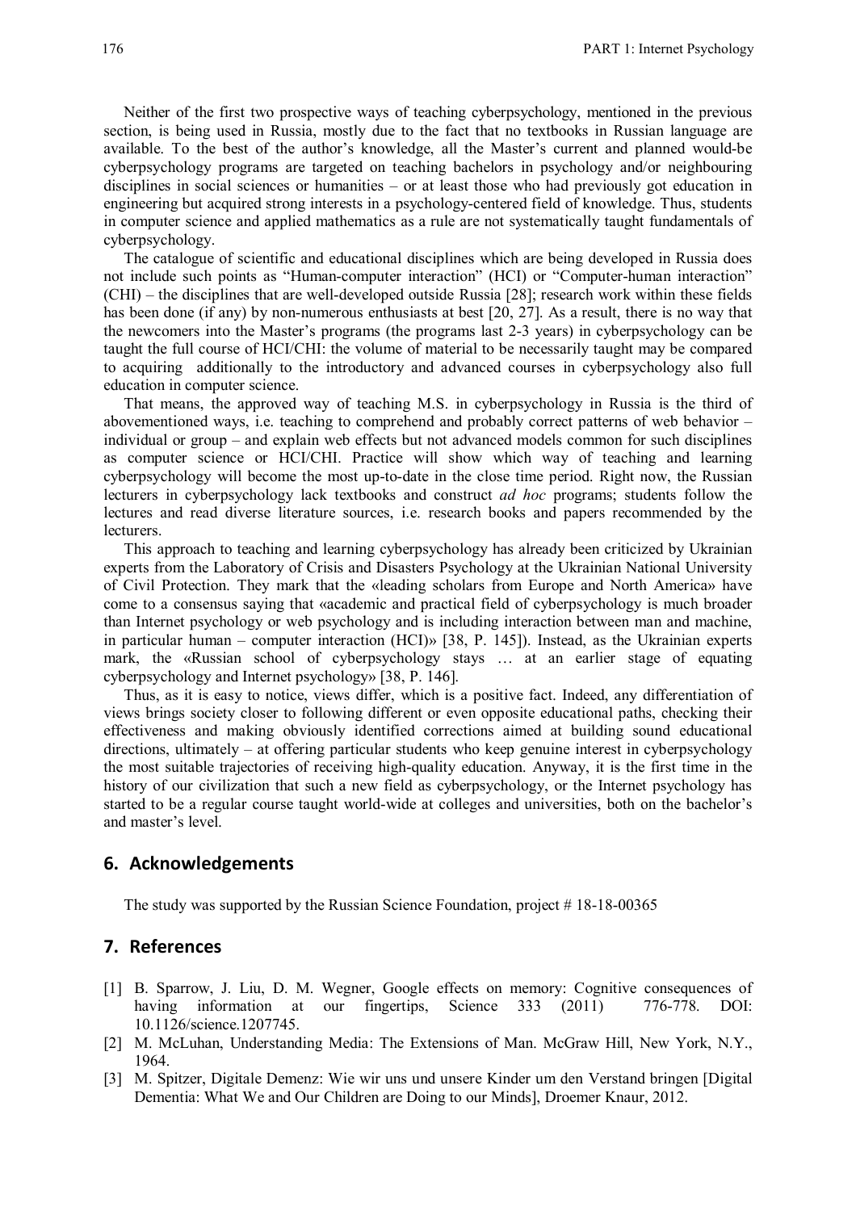Neither of the first two prospective ways of teaching cyberpsychology, mentioned in the previous section, is being used in Russia, mostly due to the fact that no textbooks in Russian language are available. To the best of the author's knowledge, all the Master's current and planned would-be cyberpsychology programs are targeted on teaching bachelors in psychology and/or neighbouring disciplines in social sciences or humanities – or at least those who had previously got education in engineering but acquired strong interests in a psychology-centered field of knowledge. Thus, students in computer science and applied mathematics as a rule are not systematically taught fundamentals of cyberpsychology.

The catalogue of scientific and educational disciplines which are being developed in Russia does not include such points as "Human-computer interaction" (HCI) or "Computer-human interaction" (CHI) – the disciplines that are well-developed outside Russia [28]; research work within these fields has been done (if any) by non-numerous enthusiasts at best [20, 27]. As a result, there is no way that the newcomers into the Master's programs (the programs last 2-3 years) in cyberpsychology can be taught the full course of HCI/CHI: the volume of material to be necessarily taught may be compared to acquiring additionally to the introductory and advanced courses in cyberpsychology also full education in computer science.

That means, the approved way of teaching M.S. in cyberpsychology in Russia is the third of abovementioned ways, i.e. teaching to comprehend and probably correct patterns of web behavior – individual or group – and explain web effects but not advanced models common for such disciplines as computer science or HCI/CHI. Practice will show which way of teaching and learning cyberpsychology will become the most up-to-date in the close time period. Right now, the Russian lecturers in cyberpsychology lack textbooks and construct *ad hoc* programs; students follow the lectures and read diverse literature sources, i.e. research books and papers recommended by the lecturers.

This approach to teaching and learning cyberpsychology has already been criticized by Ukrainian experts from the Laboratory of Crisis and Disasters Psychology at the Ukrainian National University of Civil Protection. They mark that the «leading scholars from Europe and North America» have come to a consensus saying that «academic and practical field of cyberpsychology is much broader than Internet psychology or web psychology and is including interaction between man and machine, in particular human – computer interaction (HCI)» [38, P. 145]). Instead, as the Ukrainian experts mark, the «Russian school of cyberpsychology stays … at an earlier stage of equating cyberpsychology and Internet psychology» [38, P. 146].

Thus, as it is easy to notice, views differ, which is a positive fact. Indeed, any differentiation of views brings society closer to following different or even opposite educational paths, checking their effectiveness and making obviously identified corrections aimed at building sound educational directions, ultimately – at offering particular students who keep genuine interest in cyberpsychology the most suitable trajectories of receiving high-quality education. Anyway, it is the first time in the history of our civilization that such a new field as cyberpsychology, or the Internet psychology has started to be a regular course taught world-wide at colleges and universities, both on the bachelor's and master's level.

## 6. Acknowledgements

The study was supported by the Russian Science Foundation, project # 18-18-00365

## 7. References

[1] B. Sparrow, J. Liu, D. M. Wegner, Google effects on memory: Cognitive consequences of having information at our fingertips, Science 333 (2011) 776-778. DOI: 10.1126/science.1207745.

[2] M. McLuhan, Understanding Media: The Extensions of Man. McGraw Hill, New York, N.Y., 1964.

[3] M. Spitzer, Digitale Demenz: Wie wir uns und unsere Kinder um den Verstand bringen [Digital Dementia: What We and Our Children are Doing to our Minds], Droemer Knaur, 2012.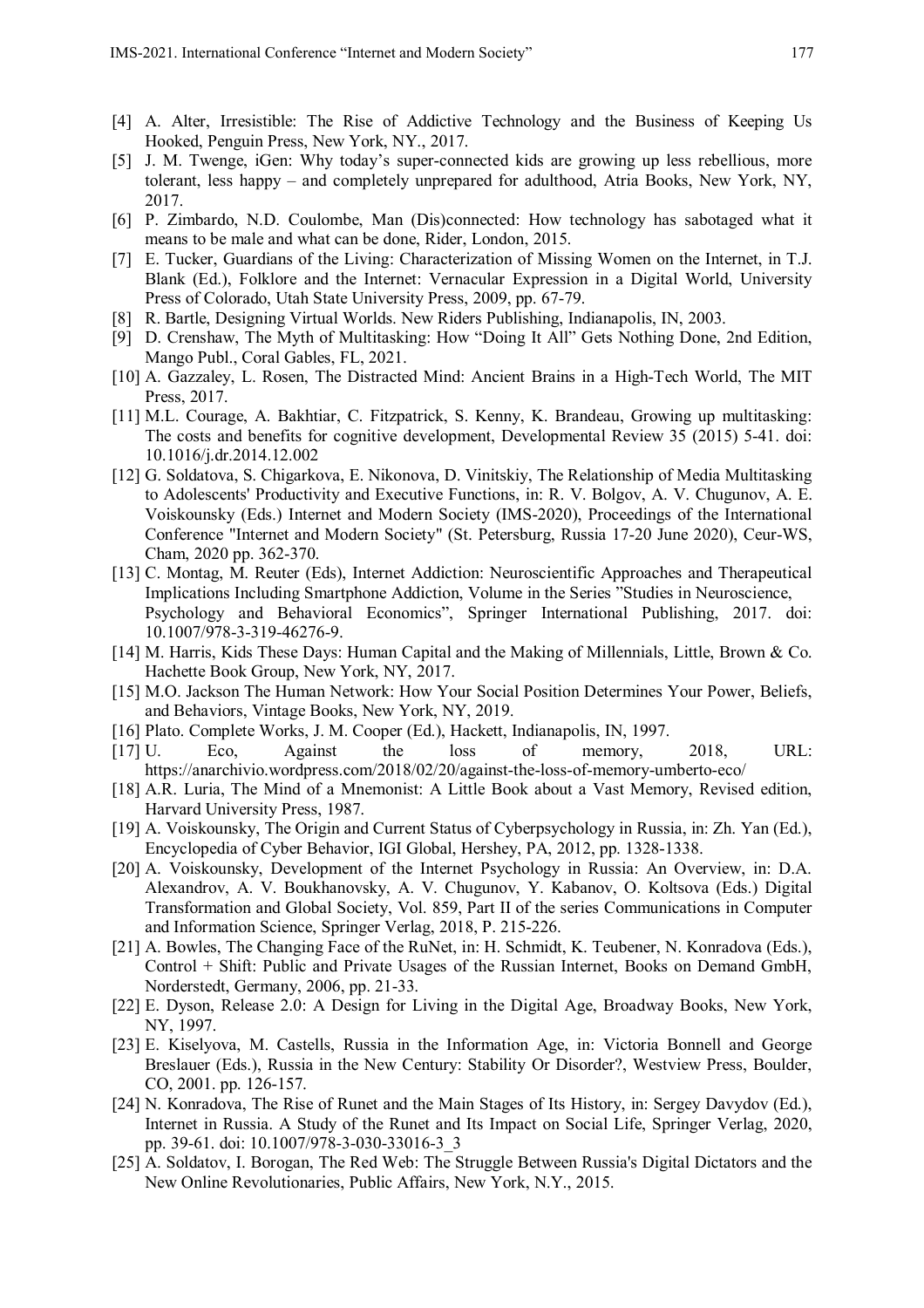[4] A. Alter, Irresistible: The Rise of Addictive Technology and the Business of Keeping Us Hooked, Penguin Press, New York, NY., 2017.

[5] J. M. Twenge, iGen: Why today's super-connected kids are growing up less rebellious, more tolerant, less happy – and completely unprepared for adulthood, Atria Books, New York, NY, 2017.

[6] P. Zimbardo, N.D. Coulombe, Man (Dis)connected: How technology has sabotaged what it means to be male and what can be done, Rider, London, 2015.

[7] E. Tucker, Guardians of the Living: Characterization of Missing Women on the Internet, in T.J. Blank (Ed.), Folklore and the Internet: Vernacular Expression in a Digital World, University Press of Colorado, Utah State University Press, 2009, pp. 67-79.

[8] R. Bartle, Designing Virtual Worlds. New Riders Publishing, Indianapolis, IN, 2003.

[9] D. Crenshaw, The Myth of Multitasking: How "Doing It All" Gets Nothing Done, 2nd Edition, Mango Publ., Coral Gables, FL, 2021.

[10] A. Gazzaley, L. Rosen, The Distracted Mind: Ancient Brains in a High-Tech World, The MIT Press, 2017.

[11] M.L. Courage, A. Bakhtiar, C. Fitzpatrick, S. Kenny, K. Brandeau, Growing up multitasking: The costs and benefits for cognitive development, Developmental Review 35 (2015) 5-41. doi: 10.1016/j.dr.2014.12.002

[12] G. Soldatova, S. Chigarkova, E. Nikonova, D. Vinitskiy, The Relationship of Media Multitasking to Adolescents' Productivity and Executive Functions, in: R. V. Bolgov, A. V. Chugunov, A. E. Voiskounsky (Eds.) Internet and Modern Society (IMS-2020), Proceedings of the International Conference "Internet and Modern Society" (St. Petersburg, Russia 17-20 June 2020), Ceur-WS, Cham, 2020 pp. 362-370.

[13] C. Montag, M. Reuter (Eds), Internet Addiction: Neuroscientific Approaches and Therapeutical Implications Including Smartphone Addiction, Volume in the Series "Studies in Neuroscience, Psychology and Behavioral Economics", Springer International Publishing, 2017. doi: 10.1007/978-3-319-46276-9.

[14] M. Harris, Kids These Days: Human Capital and the Making of Millennials, Little, Brown & Co. Hachette Book Group, New York, NY, 2017.

[15] M.O. Jackson The Human Network: How Your Social Position Determines Your Power, Beliefs, and Behaviors, Vintage Books, New York, NY, 2019.

[16] Plato. Complete Works, J. M. Cooper (Ed.), Hackett, Indianapolis, IN, 1997.

[17] U. Eco, Against the loss of memory, 2018, URL: https://anarchivio.wordpress.com/2018/02/20/against-the-loss-of-memory-umberto-eco/

[18] A.R. Luria, The Mind of a Mnemonist: A Little Book about a Vast Memory, Revised edition, Harvard University Press, 1987.

[19] A. Voiskounsky, The Origin and Current Status of Cyberpsychology in Russia, in: Zh. Yan (Ed.), Encyclopedia of Cyber Behavior, IGI Global, Hershey, PA, 2012, pp. 1328-1338.

[20] A. Voiskounsky, Development of the Internet Psychology in Russia: An Overview, in: D.A. Alexandrov, A. V. Boukhanovsky, A. V. Chugunov, Y. Kabanov, O. Koltsova (Eds.) Digital Transformation and Global Society, Vol. 859, Part II of the series Communications in Computer and Information Science, Springer Verlag, 2018, P. 215-226.

[21] A. Bowles, The Changing Face of the RuNet, in: H. Schmidt, K. Teubener, N. Konradova (Eds.), Control + Shift: Public and Private Usages of the Russian Internet, Books on Demand GmbH, Norderstedt, Germany, 2006, pp. 21-33.

[22] E. Dyson, Release 2.0: A Design for Living in the Digital Age, Broadway Books, New York, NY, 1997.

[23] E. Kiselyova, M. Castells, Russia in the Information Age, in: Victoria Bonnell and George Breslauer (Eds.), Russia in the New Century: Stability Or Disorder?, Westview Press, Boulder, CO, 2001. pp. 126-157.

[24] N. Konradova, The Rise of Runet and the Main Stages of Its History, in: Sergey Davydov (Ed.), Internet in Russia. A Study of the Runet and Its Impact on Social Life, Springer Verlag, 2020, pp. 39-61. doi: 10.1007/978-3-030-33016-3_3

[25] A. Soldatov, I. Borogan, The Red Web: The Struggle Between Russia's Digital Dictators and the New Online Revolutionaries, Public Affairs, New York, N.Y., 2015.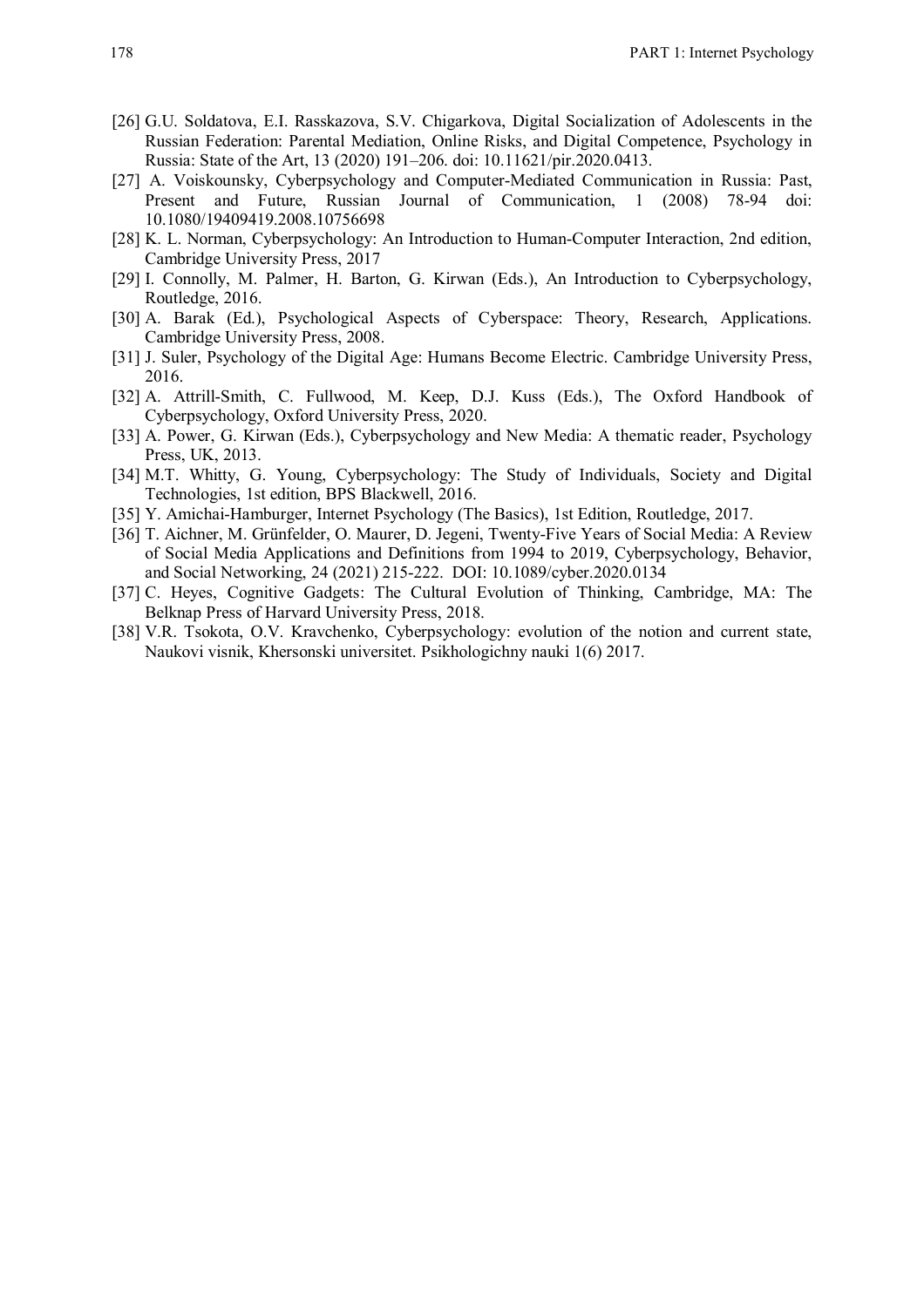[26] G.U. Soldatova, E.I. Rasskazova, S.V. Chigarkova, Digital Socialization of Adolescents in the Russian Federation: Parental Mediation, Online Risks, and Digital Competence, Psychology in Russia: State of the Art, 13 (2020) 191–206. doi: 10.11621/pir.2020.0413.

[27] A. Voiskounsky, Cyberpsychology and Computer-Mediated Communication in Russia: Past, Present and Future, Russian Journal of Communication, 1 (2008) 78-94 doi: 10.1080/19409419.2008.10756698

[28] K. L. Norman, Cyberpsychology: An Introduction to Human-Computer Interaction, 2nd edition, Cambridge University Press, 2017

[29] I. Connolly, M. Palmer, H. Barton, G. Kirwan (Eds.), An Introduction to Cyberpsychology, Routledge, 2016.

[30] A. Barak (Ed.), Psychological Aspects of Cyberspace: Theory, Research, Applications. Cambridge University Press, 2008.

[31] J. Suler, Psychology of the Digital Age: Humans Become Electric. Cambridge University Press, 2016.

[32] A. Attrill-Smith, C. Fullwood, M. Keep, D.J. Kuss (Eds.), The Oxford Handbook of Cyberpsychology, Oxford University Press, 2020.

[33] A. Power, G. Kirwan (Eds.), Cyberpsychology and New Media: A thematic reader, Psychology Press, UK, 2013.

[34] M.T. Whitty, G. Young, Cyberpsychology: The Study of Individuals, Society and Digital Technologies, 1st edition, BPS Blackwell, 2016.

[35] Y. Amichai-Hamburger, Internet Psychology (The Basics), 1st Edition, Routledge, 2017.

[36] T. Aichner, M. Grünfelder, O. Maurer, D. Jegeni, Twenty-Five Years of Social Media: A Review of Social Media Applications and Definitions from 1994 to 2019, Cyberpsychology, Behavior, and Social Networking, 24 (2021) 215-222. DOI: 10.1089/cyber.2020.0134

[37] C. Heyes, Cognitive Gadgets: The Cultural Evolution of Thinking, Cambridge, MA: The Belknap Press of Harvard University Press, 2018.

[38] V.R. Tsokota, O.V. Kravchenko, Cyberpsychology: evolution of the notion and current state, Naukovi visnik, Khersonski universitet. Psikhologichny nauki 1(6) 2017.